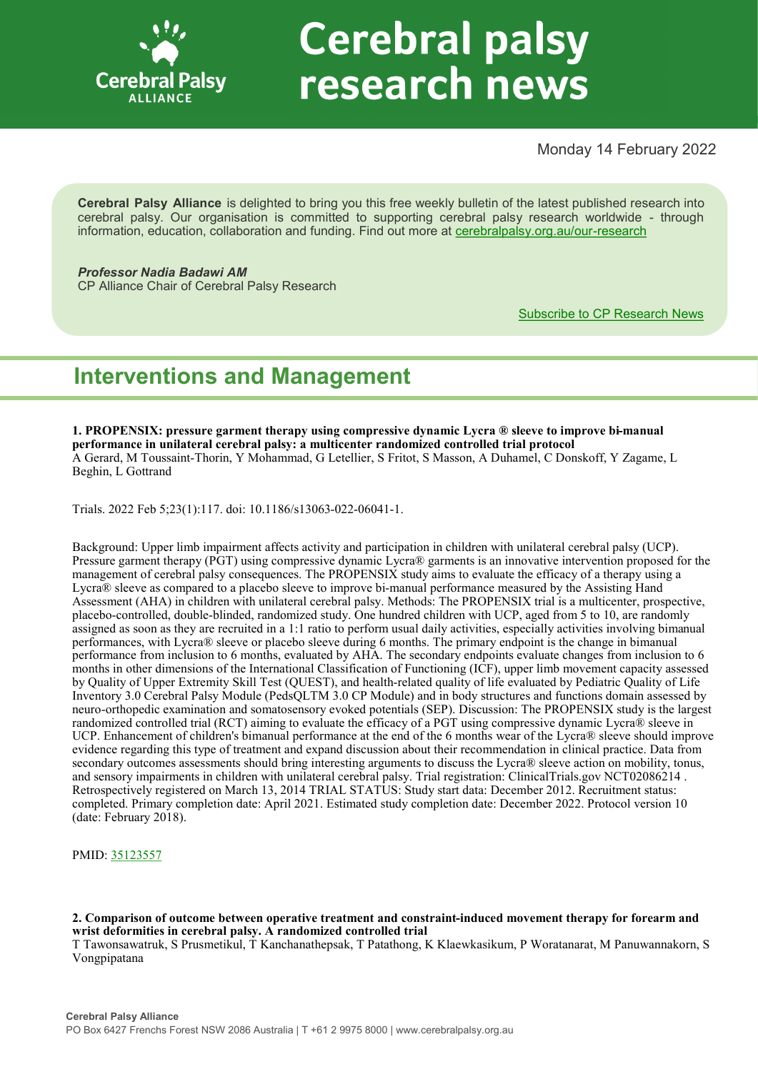# Cerebral palsy research news

Monday 14 February 2022

**Cerebral Palsy Alliance** is delighted to bring you this free weekly bulletin of the latest published research into cerebral palsy. Our organisation is committed to supporting cerebral palsy research worldwide - through information, education, collaboration and funding. Find out more at [cerebralpalsy.org.au/our-research](cerebralpalsy.org.au/our-research)

***Professor Nadia Badawi AM***
CP Alliance Chair of Cerebral Palsy Research

Subscribe to CP Research News

## Interventions and Management

**1. PROPENSIX: pressure garment therapy using compressive dynamic Lycra ® sleeve to improve bi-manual performance in unilateral cerebral palsy: a multicenter randomized controlled trial protocol**
A Gerard, M Toussaint-Thorin, Y Mohammad, G Letellier, S Fritot, S Masson, A Duhamel, C Donskoff, Y Zagame, L Beghin, L Gottrand

Trials. 2022 Feb 5;23(1):117. doi: 10.1186/s13063-022-06041-1.

Background: Upper limb impairment affects activity and participation in children with unilateral cerebral palsy (UCP). Pressure garment therapy (PGT) using compressive dynamic Lycra® garments is an innovative intervention proposed for the management of cerebral palsy consequences. The PROPENSIX study aims to evaluate the efficacy of a therapy using a Lycra® sleeve as compared to a placebo sleeve to improve bi-manual performance measured by the Assisting Hand Assessment (AHA) in children with unilateral cerebral palsy. Methods: The PROPENSIX trial is a multicenter, prospective, placebo-controlled, double-blinded, randomized study. One hundred children with UCP, aged from 5 to 10, are randomly assigned as soon as they are recruited in a 1:1 ratio to perform usual daily activities, especially activities involving bimanual performances, with Lycra® sleeve or placebo sleeve during 6 months. The primary endpoint is the change in bimanual performance from inclusion to 6 months, evaluated by AHA. The secondary endpoints evaluate changes from inclusion to 6 months in other dimensions of the International Classification of Functioning (ICF), upper limb movement capacity assessed by Quality of Upper Extremity Skill Test (QUEST), and health-related quality of life evaluated by Pediatric Quality of Life Inventory 3.0 Cerebral Palsy Module (PedsQLTM 3.0 CP Module) and in body structures and functions domain assessed by neuro-orthopedic examination and somatosensory evoked potentials (SEP). Discussion: The PROPENSIX study is the largest randomized controlled trial (RCT) aiming to evaluate the efficacy of a PGT using compressive dynamic Lycra® sleeve in UCP. Enhancement of children's bimanual performance at the end of the 6 months wear of the Lycra® sleeve should improve evidence regarding this type of treatment and expand discussion about their recommendation in clinical practice. Data from secondary outcomes assessments should bring interesting arguments to discuss the Lycra® sleeve action on mobility, tonus, and sensory impairments in children with unilateral cerebral palsy. Trial registration: ClinicalTrials.gov NCT02086214 . Retrospectively registered on March 13, 2014 TRIAL STATUS: Study start data: December 2012. Recruitment status: completed. Primary completion date: April 2021. Estimated study completion date: December 2022. Protocol version 10 (date: February 2018).

PMID: [35123557](35123557)

**2. Comparison of outcome between operative treatment and constraint-induced movement therapy for forearm and wrist deformities in cerebral palsy. A randomized controlled trial**
T Tawonsawatruk, S Prusmetikul, T Kanchanathepsak, T Patathong, K Klaewkasikum, P Woratanarat, M Panuwannakorn, S Vongpipatana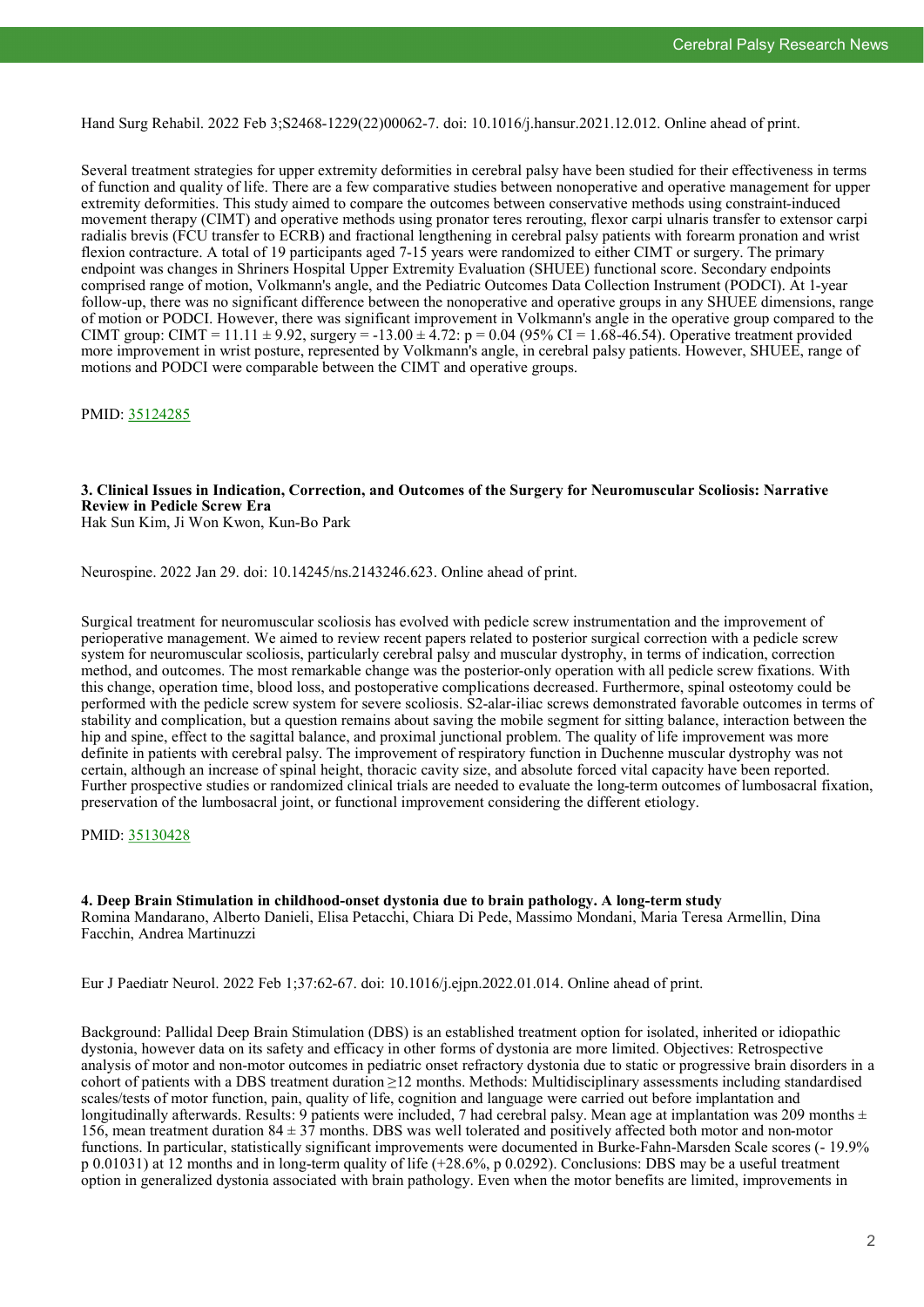Hand Surg Rehabil. 2022 Feb 3;S2468-1229(22)00062-7. doi: 10.1016/j.hansur.2021.12.012. Online ahead of print.

Several treatment strategies for upper extremity deformities in cerebral palsy have been studied for their effectiveness in terms of function and quality of life. There are a few comparative studies between nonoperative and operative management for upper extremity deformities. This study aimed to compare the outcomes between conservative methods using constraint-induced movement therapy (CIMT) and operative methods using pronator teres rerouting, flexor carpi ulnaris transfer to extensor carpi radialis brevis (FCU transfer to ECRB) and fractional lengthening in cerebral palsy patients with forearm pronation and wrist flexion contracture. A total of 19 participants aged 7-15 years were randomized to either CIMT or surgery. The primary endpoint was changes in Shriners Hospital Upper Extremity Evaluation (SHUEE) functional score. Secondary endpoints comprised range of motion, Volkmann's angle, and the Pediatric Outcomes Data Collection Instrument (PODCI). At 1-year follow-up, there was no significant difference between the nonoperative and operative groups in any SHUEE dimensions, range of motion or PODCI. However, there was significant improvement in Volkmann's angle in the operative group compared to the CIMT group: CIMT = $11.11 \pm 9.92$, surgery = $-13.00 \pm 4.72$: $p = 0.04$ (95% CI = 1.68-46.54). Operative treatment provided more improvement in wrist posture, represented by Volkmann's angle, in cerebral palsy patients. However, SHUEE, range of motions and PODCI were comparable between the CIMT and operative groups.

PMID: 35124285

### 3. Clinical Issues in Indication, Correction, and Outcomes of the Surgery for Neuromuscular Scoliosis: Narrative Review in Pedicle Screw Era

Hak Sun Kim, Ji Won Kwon, Kun-Bo Park

Neurospine. 2022 Jan 29. doi: 10.14245/ns.2143246.623. Online ahead of print.

Surgical treatment for neuromuscular scoliosis has evolved with pedicle screw instrumentation and the improvement of perioperative management. We aimed to review recent papers related to posterior surgical correction with a pedicle screw system for neuromuscular scoliosis, particularly cerebral palsy and muscular dystrophy, in terms of indication, correction method, and outcomes. The most remarkable change was the posterior-only operation with all pedicle screw fixations. With this change, operation time, blood loss, and postoperative complications decreased. Furthermore, spinal osteotomy could be performed with the pedicle screw system for severe scoliosis. S2-alar-iliac screws demonstrated favorable outcomes in terms of stability and complication, but a question remains about saving the mobile segment for sitting balance, interaction between the hip and spine, effect to the sagittal balance, and proximal junctional problem. The quality of life improvement was more definite in patients with cerebral palsy. The improvement of respiratory function in Duchenne muscular dystrophy was not certain, although an increase of spinal height, thoracic cavity size, and absolute forced vital capacity have been reported. Further prospective studies or randomized clinical trials are needed to evaluate the long-term outcomes of lumbosacral fixation, preservation of the lumbosacral joint, or functional improvement considering the different etiology.

PMID: 35130428

### 4. Deep Brain Stimulation in childhood-onset dystonia due to brain pathology. A long-term study

Romina Mandarano, Alberto Danieli, Elisa Petacchi, Chiara Di Pede, Massimo Mondani, Maria Teresa Armellin, Dina Facchin, Andrea Martinuzzi

Eur J Paediatr Neurol. 2022 Feb 1;37:62-67. doi: 10.1016/j.ejpn.2022.01.014. Online ahead of print.

Background: Pallidal Deep Brain Stimulation (DBS) is an established treatment option for isolated, inherited or idiopathic dystonia, however data on its safety and efficacy in other forms of dystonia are more limited. Objectives: Retrospective analysis of motor and non-motor outcomes in pediatric onset refractory dystonia due to static or progressive brain disorders in a cohort of patients with a DBS treatment duration ≥12 months. Methods: Multidisciplinary assessments including standardised scales/tests of motor function, pain, quality of life, cognition and language were carried out before implantation and longitudinally afterwards. Results: 9 patients were included, 7 had cerebral palsy. Mean age at implantation was 209 months $\pm$ 156, mean treatment duration $84 \pm 37$ months. DBS was well tolerated and positively affected both motor and non-motor functions. In particular, statistically significant improvements were documented in Burke-Fahn-Marsden Scale scores (- 19.9% p 0.01031) at 12 months and in long-term quality of life (+28.6%, p 0.0292). Conclusions: DBS may be a useful treatment option in generalized dystonia associated with brain pathology. Even when the motor benefits are limited, improvements in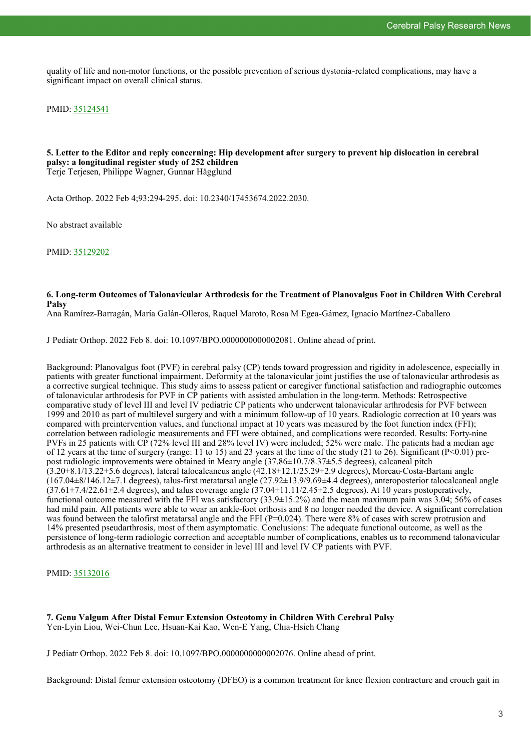quality of life and non-motor functions, or the possible prevention of serious dystonia-related complications, may have a significant impact on overall clinical status.

PMID: [35124541](https://pubmed.ncbi.nlm.nih.gov/35124541)

### 5. Letter to the Editor and reply concerning: Hip development after surgery to prevent hip dislocation in cerebral palsy: a longitudinal register study of 252 children

Terje Terjesen, Philippe Wagner, Gunnar Hägglund

Acta Orthop. 2022 Feb 4;93:294-295. doi: 10.2340/17453674.2022.2030.

No abstract available

PMID: [35129202](https://pubmed.ncbi.nlm.nih.gov/35129202)

### 6. Long-term Outcomes of Talonavicular Arthrodesis for the Treatment of Planovalgus Foot in Children With Cerebral Palsy

Ana Ramírez-Barragán, María Galán-Olleros, Raquel Maroto, Rosa M Egea-Gámez, Ignacio Martínez-Caballero

J Pediatr Orthop. 2022 Feb 8. doi: 10.1097/BPO.0000000000002081. Online ahead of print.

Background: Planovalgus foot (PVF) in cerebral palsy (CP) tends toward progression and rigidity in adolescence, especially in patients with greater functional impairment. Deformity at the talonavicular joint justifies the use of talonavicular arthrodesis as a corrective surgical technique. This study aims to assess patient or caregiver functional satisfaction and radiographic outcomes of talonavicular arthrodesis for PVF in CP patients with assisted ambulation in the long-term. Methods: Retrospective comparative study of level III and level IV pediatric CP patients who underwent talonavicular arthrodesis for PVF between 1999 and 2010 as part of multilevel surgery and with a minimum follow-up of 10 years. Radiologic correction at 10 years was compared with preintervention values, and functional impact at 10 years was measured by the foot function index (FFI); correlation between radiologic measurements and FFI were obtained, and complications were recorded. Results: Forty-nine PVFs in 25 patients with CP (72% level III and 28% level IV) were included; 52% were male. The patients had a median age of 12 years at the time of surgery (range: 11 to 15) and 23 years at the time of the study (21 to 26). Significant ($P<0.01$) pre-post radiologic improvements were obtained in Meary angle (37.86±10.7/8.37±5.5 degrees), calcaneal pitch (3.20±8.1/13.22±5.6 degrees), lateral talocalcaneus angle (42.18±12.1/25.29±2.9 degrees), Moreau-Costa-Bartani angle (167.04±8/146.12±7.1 degrees), talus-first metatarsal angle (27.92±13.9/9.69±4.4 degrees), anteroposterior talocalcaneal angle (37.61±7.4/22.61±2.4 degrees), and talus coverage angle (37.04±11.11/2.45±2.5 degrees). At 10 years postoperatively, functional outcome measured with the FFI was satisfactory (33.9±15.2%) and the mean maximum pain was 3.04; 56% of cases had mild pain. All patients were able to wear an ankle-foot orthosis and 8 no longer needed the device. A significant correlation was found between the talofirst metatarsal angle and the FFI ($P=0.024$). There were 8% of cases with screw protrusion and 14% presented pseudarthrosis, most of them asymptomatic. Conclusions: The adequate functional outcome, as well as the persistence of long-term radiologic correction and acceptable number of complications, enables us to recommend talonavicular arthrodesis as an alternative treatment to consider in level III and level IV CP patients with PVF.

PMID: [35132016](https://pubmed.ncbi.nlm.nih.gov/35132016)

### 7. Genu Valgum After Distal Femur Extension Osteotomy in Children With Cerebral Palsy

Yen-Lyin Liou, Wei-Chun Lee, Hsuan-Kai Kao, Wen-E Yang, Chia-Hsieh Chang

J Pediatr Orthop. 2022 Feb 8. doi: 10.1097/BPO.0000000000002076. Online ahead of print.

Background: Distal femur extension osteotomy (DFEO) is a common treatment for knee flexion contracture and crouch gait in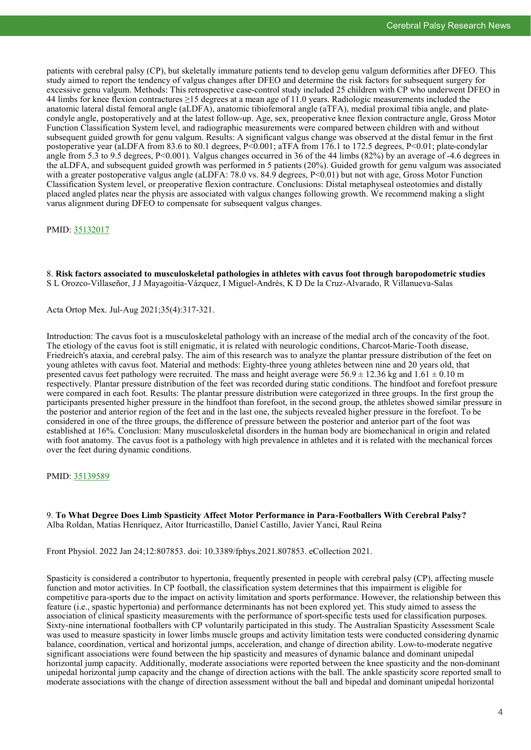patients with cerebral palsy (CP), but skeletally immature patients tend to develop genu valgum deformities after DFEO. This study aimed to report the tendency of valgus changes after DFEO and determine the risk factors for subsequent surgery for excessive genu valgum. Methods: This retrospective case-control study included 25 children with CP who underwent DFEO in 44 limbs for knee flexion contractures ≥15 degrees at a mean age of 11.0 years. Radiologic measurements included the anatomic lateral distal femoral angle (aLDFA), anatomic tibiofemoral angle (aTFA), medial proximal tibia angle, and plate-condyle angle, postoperatively and at the latest follow-up. Age, sex, preoperative knee flexion contracture angle, Gross Motor Function Classification System level, and radiographic measurements were compared between children with and without subsequent guided growth for genu valgum. Results: A significant valgus change was observed at the distal femur in the first postoperative year (aLDFA from 83.6 to 80.1 degrees, $P<0.001$; aTFA from 176.1 to 172.5 degrees, $P<0.01$; plate-condylar angle from 5.3 to 9.5 degrees, $P<0.001$). Valgus changes occurred in 36 of the 44 limbs (82%) by an average of -4.6 degrees in the aLDFA, and subsequent guided growth was performed in 5 patients (20%). Guided growth for genu valgum was associated with a greater postoperative valgus angle (aLDFA: 78.0 vs. 84.9 degrees, $P<0.01$) but not with age, Gross Motor Function Classification System level, or preoperative flexion contracture. Conclusions: Distal metaphyseal osteotomies and distally placed angled plates near the physis are associated with valgus changes following growth. We recommend making a slight varus alignment during DFEO to compensate for subsequent valgus changes.

PMID: 35132017

8. **Risk factors associated to musculoskeletal pathologies in athletes with cavus foot through baropodometric studies**
S L Orozco-Villaseñor, J J Mayagoitia-Vázquez, I Miguel-Andrés, K D De la Cruz-Alvarado, R Villanueva-Salas

Acta Ortop Mex. Jul-Aug 2021;35(4):317-321.

Introduction: The cavus foot is a musculoskeletal pathology with an increase of the medial arch of the concavity of the foot. The etiology of the cavus foot is still enigmatic, it is related with neurologic conditions, Charcot-Marie-Tooth disease, Friedreich's ataxia, and cerebral palsy. The aim of this research was to analyze the plantar pressure distribution of the feet on young athletes with cavus foot. Material and methods: Eighty-three young athletes between nine and 20 years old, that presented cavus feet pathology were recruited. The mass and height average were $56.9 \pm 12.36$ kg and $1.61 \pm 0.10$ m respectively. Plantar pressure distribution of the feet was recorded during static conditions. The hindfoot and forefoot pressure were compared in each foot. Results: The plantar pressure distribution were categorized in three groups. In the first group the participants presented higher pressure in the hindfoot than forefoot, in the second group, the athletes showed similar pressure in the posterior and anterior region of the feet and in the last one, the subjects revealed higher pressure in the forefoot. To be considered in one of the three groups, the difference of pressure between the posterior and anterior part of the foot was established at 16%. Conclusion: Many musculoskeletal disorders in the human body are biomechanical in origin and related with foot anatomy. The cavus foot is a pathology with high prevalence in athletes and it is related with the mechanical forces over the feet during dynamic conditions.

PMID: 35139589

9. **To What Degree Does Limb Spasticity Affect Motor Performance in Para-Footballers With Cerebral Palsy?**
Alba Roldan, Matías Henríquez, Aitor Iturricastillo, Daniel Castillo, Javier Yanci, Raul Reina

Front Physiol. 2022 Jan 24;12:807853. doi: 10.3389/fphys.2021.807853. eCollection 2021.

Spasticity is considered a contributor to hypertonia, frequently presented in people with cerebral palsy (CP), affecting muscle function and motor activities. In CP football, the classification system determines that this impairment is eligible for competitive para-sports due to the impact on activity limitation and sports performance. However, the relationship between this feature (i.e., spastic hypertonia) and performance determinants has not been explored yet. This study aimed to assess the association of clinical spasticity measurements with the performance of sport-specific tests used for classification purposes. Sixty-nine international footballers with CP voluntarily participated in this study. The Australian Spasticity Assessment Scale was used to measure spasticity in lower limbs muscle groups and activity limitation tests were conducted considering dynamic balance, coordination, vertical and horizontal jumps, acceleration, and change of direction ability. Low-to-moderate negative significant associations were found between the hip spasticity and measures of dynamic balance and dominant unipedal horizontal jump capacity. Additionally, moderate associations were reported between the knee spasticity and the non-dominant unipedal horizontal jump capacity and the change of direction actions with the ball. The ankle spasticity score reported small to moderate associations with the change of direction assessment without the ball and bipedal and dominant unipedal horizontal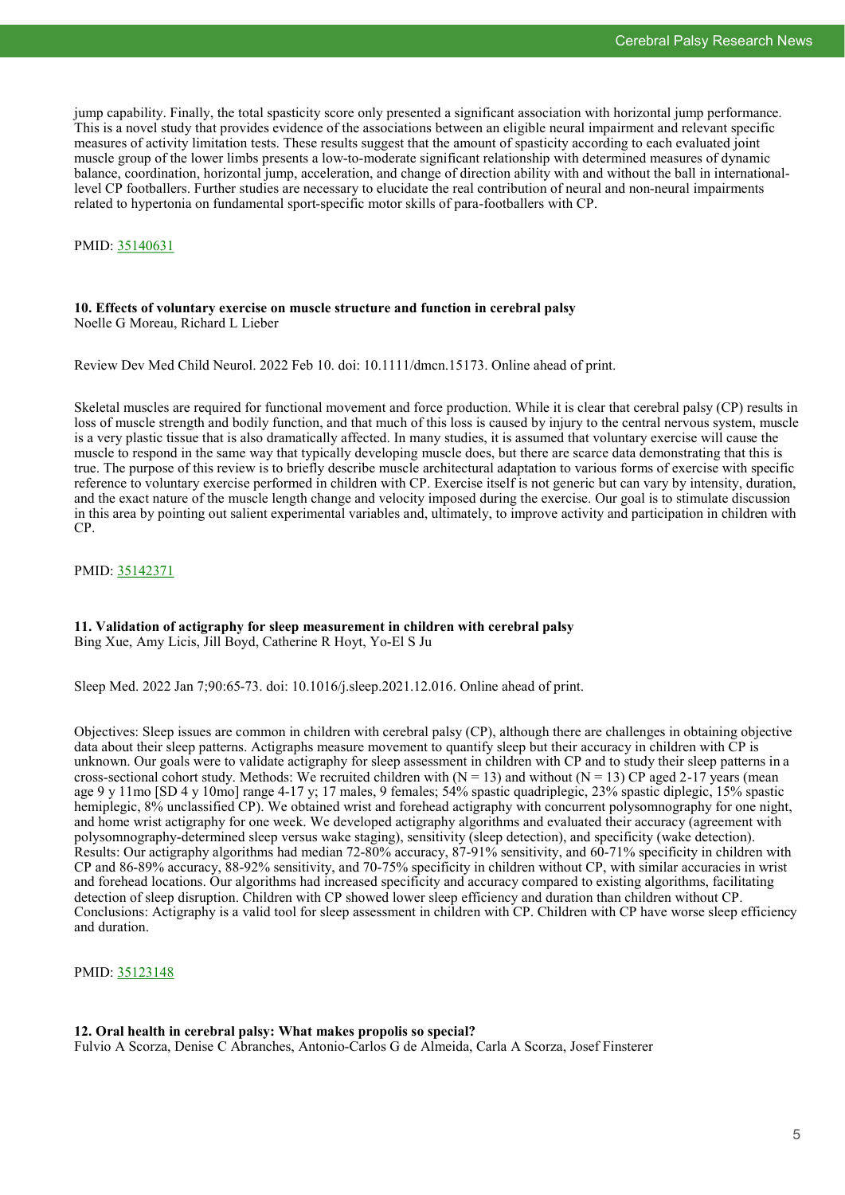jump capability. Finally, the total spasticity score only presented a significant association with horizontal jump performance. This is a novel study that provides evidence of the associations between an eligible neural impairment and relevant specific measures of activity limitation tests. These results suggest that the amount of spasticity according to each evaluated joint muscle group of the lower limbs presents a low-to-moderate significant relationship with determined measures of dynamic balance, coordination, horizontal jump, acceleration, and change of direction ability with and without the ball in international-level CP footballers. Further studies are necessary to elucidate the real contribution of neural and non-neural impairments related to hypertonia on fundamental sport-specific motor skills of para-footballers with CP.

PMID: [35140631]

**10. Effects of voluntary exercise on muscle structure and function in cerebral palsy**
Noelle G Moreau, Richard L Lieber

Review Dev Med Child Neurol. 2022 Feb 10. doi: 10.1111/dmcn.15173. Online ahead of print.

Skeletal muscles are required for functional movement and force production. While it is clear that cerebral palsy (CP) results in loss of muscle strength and bodily function, and that much of this loss is caused by injury to the central nervous system, muscle is a very plastic tissue that is also dramatically affected. In many studies, it is assumed that voluntary exercise will cause the muscle to respond in the same way that typically developing muscle does, but there are scarce data demonstrating that this is true. The purpose of this review is to briefly describe muscle architectural adaptation to various forms of exercise with specific reference to voluntary exercise performed in children with CP. Exercise itself is not generic but can vary by intensity, duration, and the exact nature of the muscle length change and velocity imposed during the exercise. Our goal is to stimulate discussion in this area by pointing out salient experimental variables and, ultimately, to improve activity and participation in children with CP.

PMID: [35142371]

**11. Validation of actigraphy for sleep measurement in children with cerebral palsy**
Bing Xue, Amy Licis, Jill Boyd, Catherine R Hoyt, Yo-El S Ju

Sleep Med. 2022 Jan 7;90:65-73. doi: 10.1016/j.sleep.2021.12.016. Online ahead of print.

Objectives: Sleep issues are common in children with cerebral palsy (CP), although there are challenges in obtaining objective data about their sleep patterns. Actigraphs measure movement to quantify sleep but their accuracy in children with CP is unknown. Our goals were to validate actigraphy for sleep assessment in children with CP and to study their sleep patterns in a cross-sectional cohort study. Methods: We recruited children with (N = 13) and without (N = 13) CP aged 2-17 years (mean age 9 y 11mo [SD 4 y 10mo] range 4-17 y; 17 males, 9 females; 54% spastic quadriplegic, 23% spastic diplegic, 15% spastic hemiplegic, 8% unclassified CP). We obtained wrist and forehead actigraphy with concurrent polysomnography for one night, and home wrist actigraphy for one week. We developed actigraphy algorithms and evaluated their accuracy (agreement with polysomnography-determined sleep versus wake staging), sensitivity (sleep detection), and specificity (wake detection). Results: Our actigraphy algorithms had median 72-80% accuracy, 87-91% sensitivity, and 60-71% specificity in children with CP and 86-89% accuracy, 88-92% sensitivity, and 70-75% specificity in children without CP, with similar accuracies in wrist and forehead locations. Our algorithms had increased specificity and accuracy compared to existing algorithms, facilitating detection of sleep disruption. Children with CP showed lower sleep efficiency and duration than children without CP. Conclusions: Actigraphy is a valid tool for sleep assessment in children with CP. Children with CP have worse sleep efficiency and duration.

PMID: [35123148]

**12. Oral health in cerebral palsy: What makes propolis so special?**
Fulvio A Scorza, Denise C Abranches, Antonio-Carlos G de Almeida, Carla A Scorza, Josef Finsterer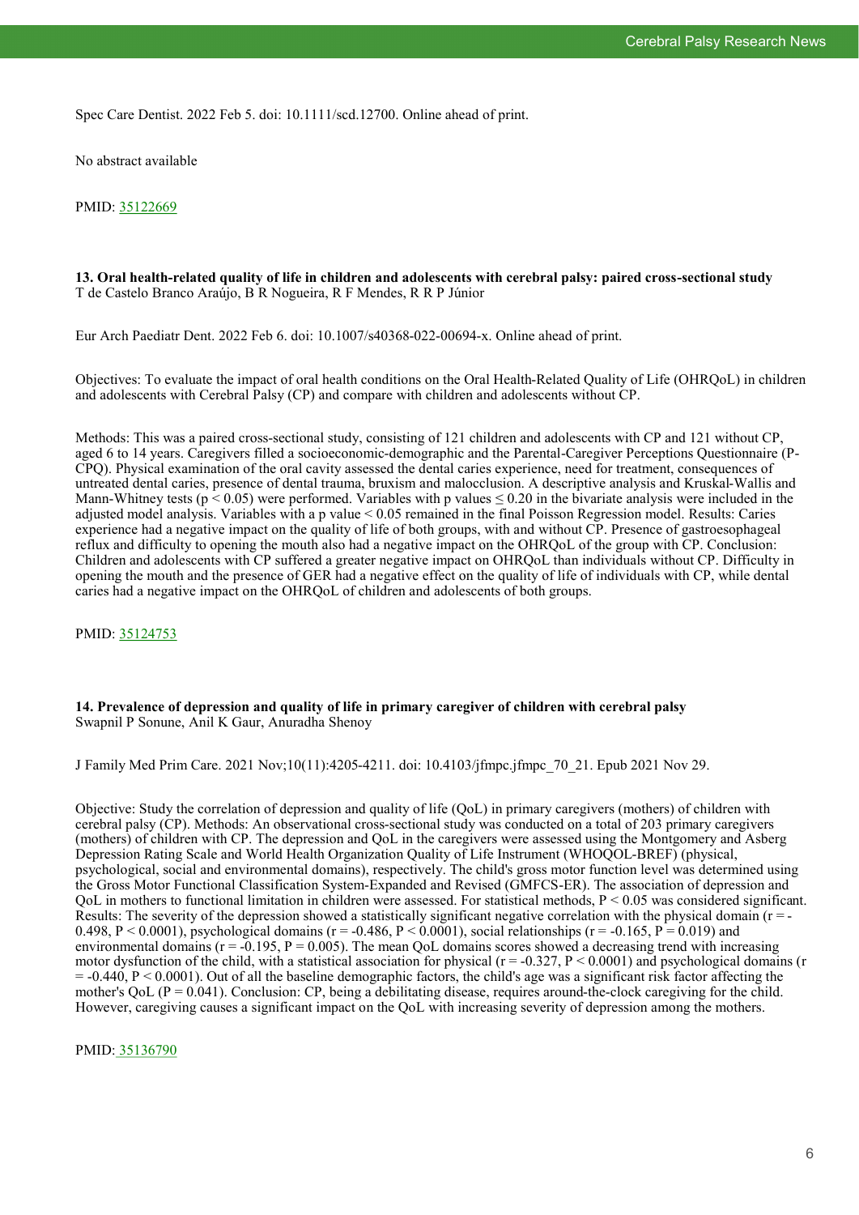Spec Care Dentist. 2022 Feb 5. doi: 10.1111/scd.12700. Online ahead of print.

No abstract available

PMID: [35122669](35122669)

**13. Oral health-related quality of life in children and adolescents with cerebral palsy: paired cross-sectional study**
T de Castelo Branco Araújo, B R Nogueira, R F Mendes, R R P Júnior

Eur Arch Paediatr Dent. 2022 Feb 6. doi: 10.1007/s40368-022-00694-x. Online ahead of print.

Objectives: To evaluate the impact of oral health conditions on the Oral Health-Related Quality of Life (OHRQoL) in children and adolescents with Cerebral Palsy (CP) and compare with children and adolescents without CP.

Methods: This was a paired cross-sectional study, consisting of 121 children and adolescents with CP and 121 without CP, aged 6 to 14 years. Caregivers filled a socioeconomic-demographic and the Parental-Caregiver Perceptions Questionnaire (P-CPQ). Physical examination of the oral cavity assessed the dental caries experience, need for treatment, consequences of untreated dental caries, presence of dental trauma, bruxism and malocclusion. A descriptive analysis and Kruskal-Wallis and Mann-Whitney tests ($p < 0.05$) were performed. Variables with p values $\leq 0.20$ in the bivariate analysis were included in the adjusted model analysis. Variables with a p value $< 0.05$ remained in the final Poisson Regression model. Results: Caries experience had a negative impact on the quality of life of both groups, with and without CP. Presence of gastroesophageal reflux and difficulty to opening the mouth also had a negative impact on the OHRQoL of the group with CP. Conclusion: Children and adolescents with CP suffered a greater negative impact on OHRQoL than individuals without CP. Difficulty in opening the mouth and the presence of GER had a negative effect on the quality of life of individuals with CP, while dental caries had a negative impact on the OHRQoL of children and adolescents of both groups.

PMID: [35124753](35124753)

**14. Prevalence of depression and quality of life in primary caregiver of children with cerebral palsy**
Swapnil P Sonune, Anil K Gaur, Anuradha Shenoy

J Family Med Prim Care. 2021 Nov;10(11):4205-4211. doi: 10.4103/jfmpc.jfmpc_70_21. Epub 2021 Nov 29.

Objective: Study the correlation of depression and quality of life (QoL) in primary caregivers (mothers) of children with cerebral palsy (CP). Methods: An observational cross-sectional study was conducted on a total of 203 primary caregivers (mothers) of children with CP. The depression and QoL in the caregivers were assessed using the Montgomery and Asberg Depression Rating Scale and World Health Organization Quality of Life Instrument (WHOQOL-BREF) (physical, psychological, social and environmental domains), respectively. The child's gross motor function level was determined using the Gross Motor Functional Classification System-Expanded and Revised (GMFCS-ER). The association of depression and QoL in mothers to functional limitation in children were assessed. For statistical methods, $P < 0.05$ was considered significant. Results: The severity of the depression showed a statistically significant negative correlation with the physical domain ($r = -0.498$, $P < 0.0001$), psychological domains ($r = -0.486$, $P < 0.0001$), social relationships ($r = -0.165$, $P = 0.019$) and environmental domains ($r = -0.195$, $P = 0.005$). The mean QoL domains scores showed a decreasing trend with increasing motor dysfunction of the child, with a statistical association for physical ($r = -0.327$, $P < 0.0001$) and psychological domains ($r = -0.440$, $P < 0.0001$). Out of all the baseline demographic factors, the child's age was a significant risk factor affecting the mother's QoL ($P = 0.041$). Conclusion: CP, being a debilitating disease, requires around-the-clock caregiving for the child. However, caregiving causes a significant impact on the QoL with increasing severity of depression among the mothers.

PMID: [35136790](35136790)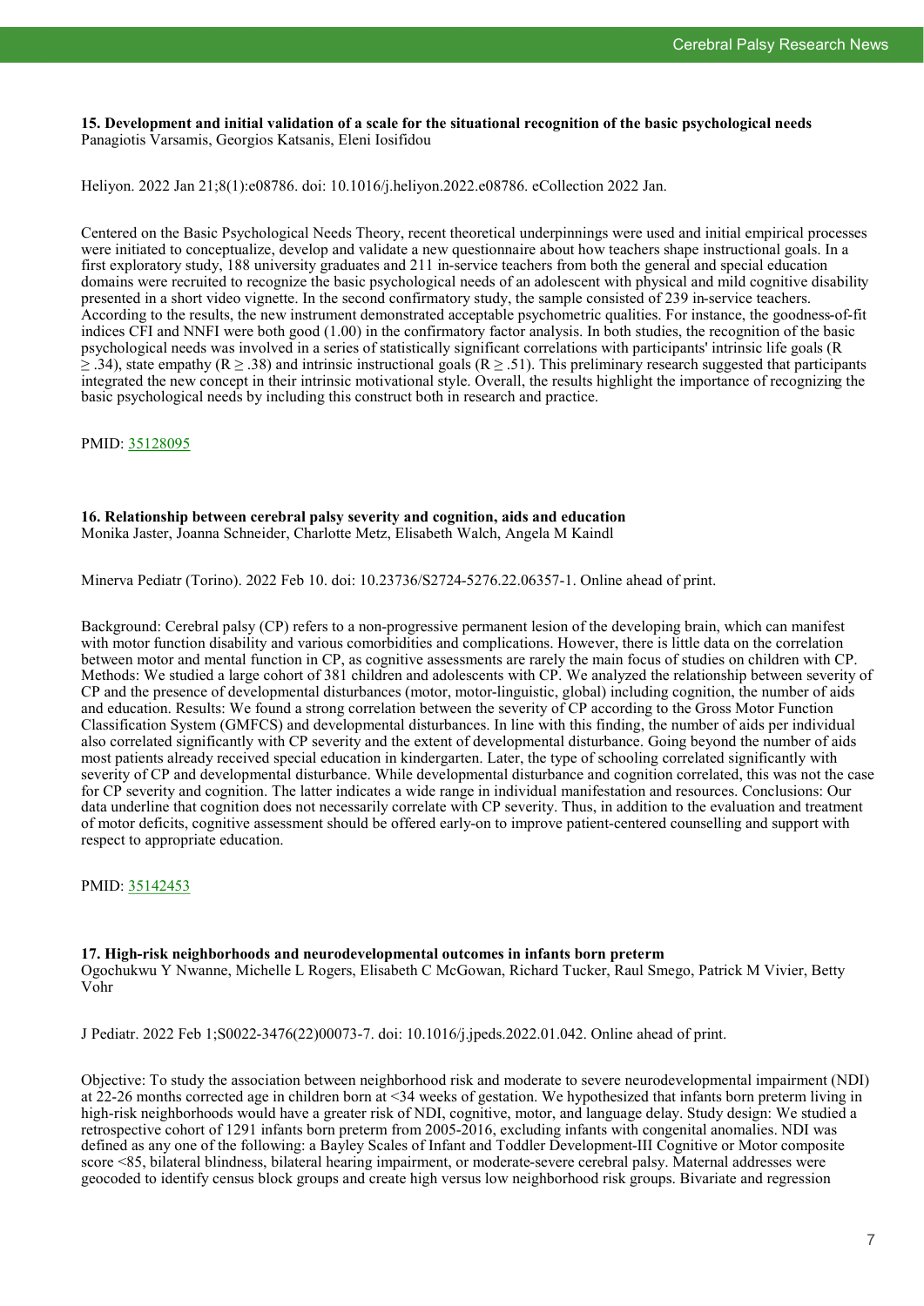### 15. Development and initial validation of a scale for the situational recognition of the basic psychological needs

Panagiotis Varsamis, Georgios Katsanis, Eleni Iosifidou

Heliyon. 2022 Jan 21;8(1):e08786. doi: 10.1016/j.heliyon.2022.e08786. eCollection 2022 Jan.

Centered on the Basic Psychological Needs Theory, recent theoretical underpinnings were used and initial empirical processes were initiated to conceptualize, develop and validate a new questionnaire about how teachers shape instructional goals. In a first exploratory study, 188 university graduates and 211 in-service teachers from both the general and special education domains were recruited to recognize the basic psychological needs of an adolescent with physical and mild cognitive disability presented in a short video vignette. In the second confirmatory study, the sample consisted of 239 in-service teachers. According to the results, the new instrument demonstrated acceptable psychometric qualities. For instance, the goodness-of-fit indices CFI and NNFI were both good (1.00) in the confirmatory factor analysis. In both studies, the recognition of the basic psychological needs was involved in a series of statistically significant correlations with participants' intrinsic life goals ($R \geq .34$), state empathy ($R \geq .38$) and intrinsic instructional goals ($R \geq .51$). This preliminary research suggested that participants integrated the new concept in their intrinsic motivational style. Overall, the results highlight the importance of recognizing the basic psychological needs by including this construct both in research and practice.

PMID: 35128095

### 16. Relationship between cerebral palsy severity and cognition, aids and education

Monika Jaster, Joanna Schneider, Charlotte Metz, Elisabeth Walch, Angela M Kaindl

Minerva Pediatr (Torino). 2022 Feb 10. doi: 10.23736/S2724-5276.22.06357-1. Online ahead of print.

Background: Cerebral palsy (CP) refers to a non-progressive permanent lesion of the developing brain, which can manifest with motor function disability and various comorbidities and complications. However, there is little data on the correlation between motor and mental function in CP, as cognitive assessments are rarely the main focus of studies on children with CP. Methods: We studied a large cohort of 381 children and adolescents with CP. We analyzed the relationship between severity of CP and the presence of developmental disturbances (motor, motor-linguistic, global) including cognition, the number of aids and education. Results: We found a strong correlation between the severity of CP according to the Gross Motor Function Classification System (GMFCS) and developmental disturbances. In line with this finding, the number of aids per individual also correlated significantly with CP severity and the extent of developmental disturbance. Going beyond the number of aids most patients already received special education in kindergarten. Later, the type of schooling correlated significantly with severity of CP and developmental disturbance. While developmental disturbance and cognition correlated, this was not the case for CP severity and cognition. The latter indicates a wide range in individual manifestation and resources. Conclusions: Our data underline that cognition does not necessarily correlate with CP severity. Thus, in addition to the evaluation and treatment of motor deficits, cognitive assessment should be offered early-on to improve patient-centered counselling and support with respect to appropriate education.

PMID: 35142453

### 17. High-risk neighborhoods and neurodevelopmental outcomes in infants born preterm

Ogochukwu Y Nwanne, Michelle L Rogers, Elisabeth C McGowan, Richard Tucker, Raul Smego, Patrick M Vivier, Betty Vohr

J Pediatr. 2022 Feb 1;S0022-3476(22)00073-7. doi: 10.1016/j.jpeds.2022.01.042. Online ahead of print.

Objective: To study the association between neighborhood risk and moderate to severe neurodevelopmental impairment (NDI) at 22-26 months corrected age in children born at <34 weeks of gestation. We hypothesized that infants born preterm living in high-risk neighborhoods would have a greater risk of NDI, cognitive, motor, and language delay. Study design: We studied a retrospective cohort of 1291 infants born preterm from 2005-2016, excluding infants with congenital anomalies. NDI was defined as any one of the following: a Bayley Scales of Infant and Toddler Development-III Cognitive or Motor composite score <85, bilateral blindness, bilateral hearing impairment, or moderate-severe cerebral palsy. Maternal addresses were geocoded to identify census block groups and create high versus low neighborhood risk groups. Bivariate and regression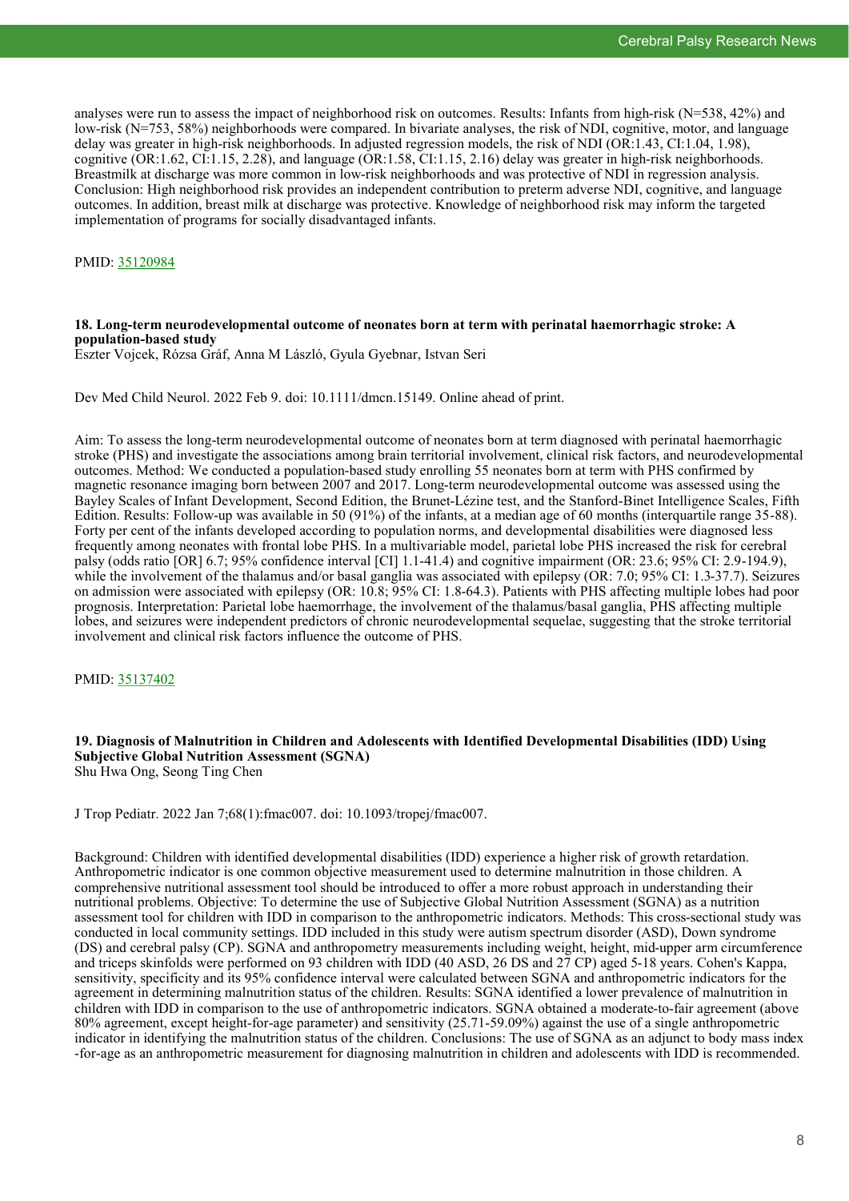analyses were run to assess the impact of neighborhood risk on outcomes. Results: Infants from high-risk (N=538, 42%) and low-risk (N=753, 58%) neighborhoods were compared. In bivariate analyses, the risk of NDI, cognitive, motor, and language delay was greater in high-risk neighborhoods. In adjusted regression models, the risk of NDI (OR:1.43, CI:1.04, 1.98), cognitive (OR:1.62, CI:1.15, 2.28), and language (OR:1.58, CI:1.15, 2.16) delay was greater in high-risk neighborhoods. Breastmilk at discharge was more common in low-risk neighborhoods and was protective of NDI in regression analysis. Conclusion: High neighborhood risk provides an independent contribution to preterm adverse NDI, cognitive, and language outcomes. In addition, breast milk at discharge was protective. Knowledge of neighborhood risk may inform the targeted implementation of programs for socially disadvantaged infants.

PMID: 35120984

### 18. Long-term neurodevelopmental outcome of neonates born at term with perinatal haemorrhagic stroke: A population-based study

Eszter Vojcek, Rózsa Gráf, Anna M László, Gyula Gyebnar, Istvan Seri

Dev Med Child Neurol. 2022 Feb 9. doi: 10.1111/dmcn.15149. Online ahead of print.

Aim: To assess the long-term neurodevelopmental outcome of neonates born at term diagnosed with perinatal haemorrhagic stroke (PHS) and investigate the associations among brain territorial involvement, clinical risk factors, and neurodevelopmental outcomes. Method: We conducted a population-based study enrolling 55 neonates born at term with PHS confirmed by magnetic resonance imaging born between 2007 and 2017. Long-term neurodevelopmental outcome was assessed using the Bayley Scales of Infant Development, Second Edition, the Brunet-Lézine test, and the Stanford-Binet Intelligence Scales, Fifth Edition. Results: Follow-up was available in 50 (91%) of the infants, at a median age of 60 months (interquartile range 35-88). Forty per cent of the infants developed according to population norms, and developmental disabilities were diagnosed less frequently among neonates with frontal lobe PHS. In a multivariable model, parietal lobe PHS increased the risk for cerebral palsy (odds ratio [OR] 6.7; 95% confidence interval [CI] 1.1-41.4) and cognitive impairment (OR: 23.6; 95% CI: 2.9-194.9), while the involvement of the thalamus and/or basal ganglia was associated with epilepsy (OR: 7.0; 95% CI: 1.3-37.7). Seizures on admission were associated with epilepsy (OR: 10.8; 95% CI: 1.8-64.3). Patients with PHS affecting multiple lobes had poor prognosis. Interpretation: Parietal lobe haemorrhage, the involvement of the thalamus/basal ganglia, PHS affecting multiple lobes, and seizures were independent predictors of chronic neurodevelopmental sequelae, suggesting that the stroke territorial involvement and clinical risk factors influence the outcome of PHS.

PMID: 35137402

### 19. Diagnosis of Malnutrition in Children and Adolescents with Identified Developmental Disabilities (IDD) Using Subjective Global Nutrition Assessment (SGNA)

Shu Hwa Ong, Seong Ting Chen

J Trop Pediatr. 2022 Jan 7;68(1):fmac007. doi: 10.1093/tropej/fmac007.

Background: Children with identified developmental disabilities (IDD) experience a higher risk of growth retardation. Anthropometric indicator is one common objective measurement used to determine malnutrition in those children. A comprehensive nutritional assessment tool should be introduced to offer a more robust approach in understanding their nutritional problems. Objective: To determine the use of Subjective Global Nutrition Assessment (SGNA) as a nutrition assessment tool for children with IDD in comparison to the anthropometric indicators. Methods: This cross-sectional study was conducted in local community settings. IDD included in this study were autism spectrum disorder (ASD), Down syndrome (DS) and cerebral palsy (CP). SGNA and anthropometry measurements including weight, height, mid-upper arm circumference and triceps skinfolds were performed on 93 children with IDD (40 ASD, 26 DS and 27 CP) aged 5-18 years. Cohen's Kappa, sensitivity, specificity and its 95% confidence interval were calculated between SGNA and anthropometric indicators for the agreement in determining malnutrition status of the children. Results: SGNA identified a lower prevalence of malnutrition in children with IDD in comparison to the use of anthropometric indicators. SGNA obtained a moderate-to-fair agreement (above 80% agreement, except height-for-age parameter) and sensitivity (25.71-59.09%) against the use of a single anthropometric indicator in identifying the malnutrition status of the children. Conclusions: The use of SGNA as an adjunct to body mass index -for-age as an anthropometric measurement for diagnosing malnutrition in children and adolescents with IDD is recommended.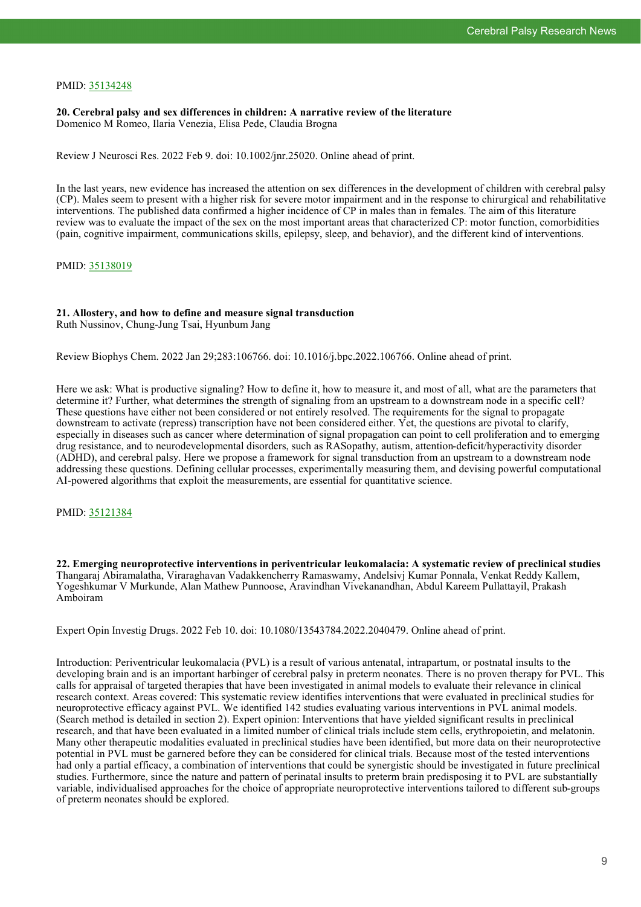PMID: 35134248

**20. Cerebral palsy and sex differences in children: A narrative review of the literature**
Domenico M Romeo, Ilaria Venezia, Elisa Pede, Claudia Brogna

Review J Neurosci Res. 2022 Feb 9. doi: 10.1002/jnr.25020. Online ahead of print.

In the last years, new evidence has increased the attention on sex differences in the development of children with cerebral palsy (CP). Males seem to present with a higher risk for severe motor impairment and in the response to chirurgical and rehabilitative interventions. The published data confirmed a higher incidence of CP in males than in females. The aim of this literature review was to evaluate the impact of the sex on the most important areas that characterized CP: motor function, comorbidities (pain, cognitive impairment, communications skills, epilepsy, sleep, and behavior), and the different kind of interventions.

PMID: 35138019

**21. Allostery, and how to define and measure signal transduction**
Ruth Nussinov, Chung-Jung Tsai, Hyunbum Jang

Review Biophys Chem. 2022 Jan 29;283:106766. doi: 10.1016/j.bpc.2022.106766. Online ahead of print.

Here we ask: What is productive signaling? How to define it, how to measure it, and most of all, what are the parameters that determine it? Further, what determines the strength of signaling from an upstream to a downstream node in a specific cell? These questions have either not been considered or not entirely resolved. The requirements for the signal to propagate downstream to activate (repress) transcription have not been considered either. Yet, the questions are pivotal to clarify, especially in diseases such as cancer where determination of signal propagation can point to cell proliferation and to emerging drug resistance, and to neurodevelopmental disorders, such as RASopathy, autism, attention-deficit/hyperactivity disorder (ADHD), and cerebral palsy. Here we propose a framework for signal transduction from an upstream to a downstream node addressing these questions. Defining cellular processes, experimentally measuring them, and devising powerful computational AI-powered algorithms that exploit the measurements, are essential for quantitative science.

PMID: 35121384

**22. Emerging neuroprotective interventions in periventricular leukomalacia: A systematic review of preclinical studies**
Thangaraj Abiramalatha, Viraraghavan Vadakkencherry Ramaswamy, Andelsivj Kumar Ponnala, Venkat Reddy Kallem, Yogeshkumar V Murkunde, Alan Mathew Punnoose, Aravindhan Vivekanandhan, Abdul Kareem Pullattayil, Prakash Amboiram

Expert Opin Investig Drugs. 2022 Feb 10. doi: 10.1080/13543784.2022.2040479. Online ahead of print.

Introduction: Periventricular leukomalacia (PVL) is a result of various antenatal, intrapartum, or postnatal insults to the developing brain and is an important harbinger of cerebral palsy in preterm neonates. There is no proven therapy for PVL. This calls for appraisal of targeted therapies that have been investigated in animal models to evaluate their relevance in clinical research context. Areas covered: This systematic review identifies interventions that were evaluated in preclinical studies for neuroprotective efficacy against PVL. We identified 142 studies evaluating various interventions in PVL animal models. (Search method is detailed in section 2). Expert opinion: Interventions that have yielded significant results in preclinical research, and that have been evaluated in a limited number of clinical trials include stem cells, erythropoietin, and melatonin. Many other therapeutic modalities evaluated in preclinical studies have been identified, but more data on their neuroprotective potential in PVL must be garnered before they can be considered for clinical trials. Because most of the tested interventions had only a partial efficacy, a combination of interventions that could be synergistic should be investigated in future preclinical studies. Furthermore, since the nature and pattern of perinatal insults to preterm brain predisposing it to PVL are substantially variable, individualised approaches for the choice of appropriate neuroprotective interventions tailored to different sub-groups of preterm neonates should be explored.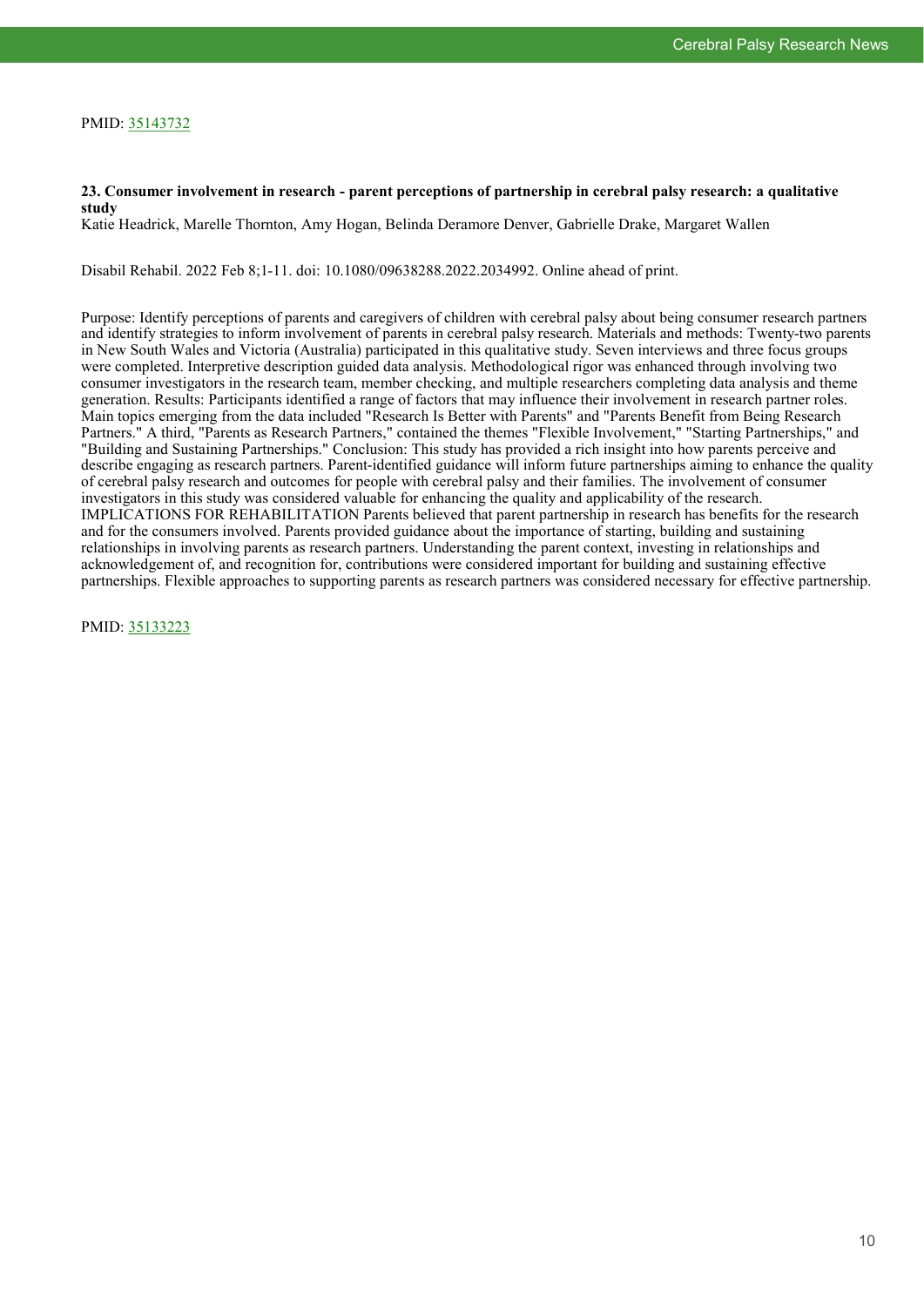PMID: [35143732](https://pubmed.ncbi.nlm.nih.gov/35143732)

**23. Consumer involvement in research - parent perceptions of partnership in cerebral palsy research: a qualitative study**

Katie Headrick, Marelle Thornton, Amy Hogan, Belinda Deramore Denver, Gabrielle Drake, Margaret Wallen

Disabil Rehabil. 2022 Feb 8;1-11. doi: 10.1080/09638288.2022.2034992. Online ahead of print.

Purpose: Identify perceptions of parents and caregivers of children with cerebral palsy about being consumer research partners and identify strategies to inform involvement of parents in cerebral palsy research. Materials and methods: Twenty-two parents in New South Wales and Victoria (Australia) participated in this qualitative study. Seven interviews and three focus groups were completed. Interpretive description guided data analysis. Methodological rigor was enhanced through involving two consumer investigators in the research team, member checking, and multiple researchers completing data analysis and theme generation. Results: Participants identified a range of factors that may influence their involvement in research partner roles. Main topics emerging from the data included "Research Is Better with Parents" and "Parents Benefit from Being Research Partners." A third, "Parents as Research Partners," contained the themes "Flexible Involvement," "Starting Partnerships," and "Building and Sustaining Partnerships." Conclusion: This study has provided a rich insight into how parents perceive and describe engaging as research partners. Parent-identified guidance will inform future partnerships aiming to enhance the quality of cerebral palsy research and outcomes for people with cerebral palsy and their families. The involvement of consumer investigators in this study was considered valuable for enhancing the quality and applicability of the research. IMPLICATIONS FOR REHABILITATION Parents believed that parent partnership in research has benefits for the research and for the consumers involved. Parents provided guidance about the importance of starting, building and sustaining relationships in involving parents as research partners. Understanding the parent context, investing in relationships and acknowledgement of, and recognition for, contributions were considered important for building and sustaining effective partnerships. Flexible approaches to supporting parents as research partners was considered necessary for effective partnership.

PMID: [35133223](https://pubmed.ncbi.nlm.nih.gov/35133223)